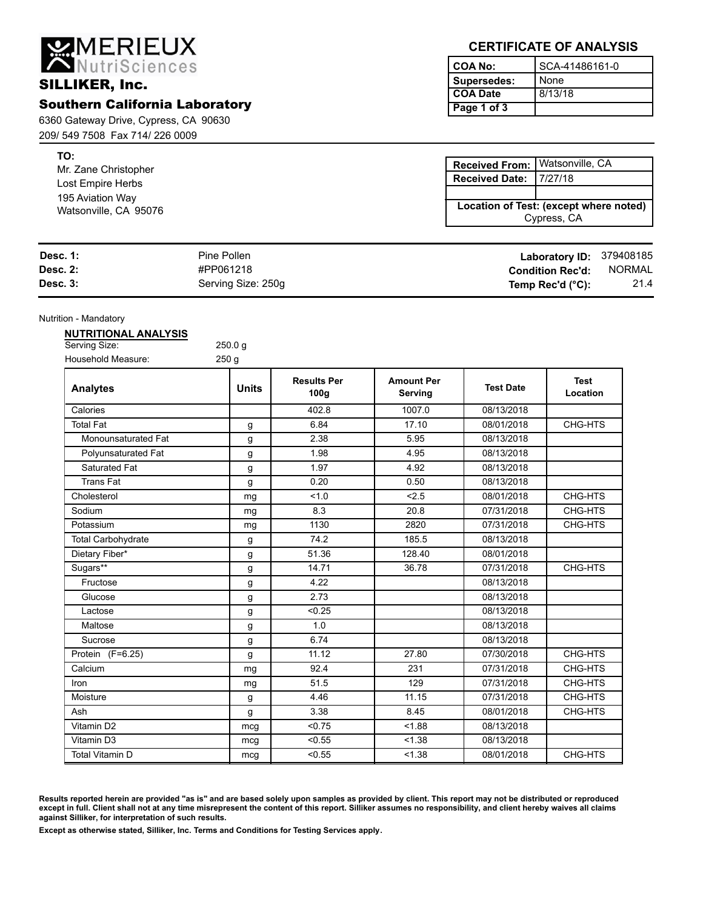# MERIEUX NutriSciences

## SILLIKER, Inc.

### Southern California Laboratory

6360 Gateway Drive, Cypress, CA 90630
209/ 549 7508 Fax 714/ 226 0009

## CERTIFICATE OF ANALYSIS

| | |
|---|---|
| **COA No:** | SCA-41486161-0 |
| **Supersedes:** | None |
| **COA Date** | 8/13/18 |
| **Page 1 of 3** | |

**TO:**
Mr. Zane Christopher
Lost Empire Herbs
195 Aviation Way
Watsonville, CA 95076

| | |
|---|---|
| **Received From:** | Watsonville, CA |
| **Received Date:** | 7/27/18 |
| | |
| **Location of Test: (except where noted)** Cypress, CA | |

| | | | |
|---|---|---|---|
| **Desc. 1:** | Pine Pollen | **Laboratory ID:** | 379408185 |
| **Desc. 2:** | #PP061218 | **Condition Rec'd:** | NORMAL |
| **Desc. 3:** | Serving Size: 250g | **Temp Rec'd (°C):** | 21.4 |

Nutrition - Mandatory

**NUTRITIONAL ANALYSIS**

Serving Size: 250.0 g
Household Measure: 250 g

| Analytes | Units | Results Per 100g | Amount Per Serving | Test Date | Test Location |
|---|---|---|---|---|---|
| Calories | | 402.8 | 1007.0 | 08/13/2018 | |
| Total Fat | g | 6.84 | 17.10 | 08/01/2018 | CHG-HTS |
| Monounsaturated Fat | g | 2.38 | 5.95 | 08/13/2018 | |
| Polyunsaturated Fat | g | 1.98 | 4.95 | 08/13/2018 | |
| Saturated Fat | g | 1.97 | 4.92 | 08/13/2018 | |
| Trans Fat | g | 0.20 | 0.50 | 08/13/2018 | |
| Cholesterol | mg | <1.0 | <2.5 | 08/01/2018 | CHG-HTS |
| Sodium | mg | 8.3 | 20.8 | 07/31/2018 | CHG-HTS |
| Potassium | mg | 1130 | 2820 | 07/31/2018 | CHG-HTS |
| Total Carbohydrate | g | 74.2 | 185.5 | 08/13/2018 | |
| Dietary Fiber* | g | 51.36 | 128.40 | 08/01/2018 | |
| Sugars** | g | 14.71 | 36.78 | 07/31/2018 | CHG-HTS |
| Fructose | g | 4.22 | | 08/13/2018 | |
| Glucose | g | 2.73 | | 08/13/2018 | |
| Lactose | g | <0.25 | | 08/13/2018 | |
| Maltose | g | 1.0 | | 08/13/2018 | |
| Sucrose | g | 6.74 | | 08/13/2018 | |
| Protein (F=6.25) | g | 11.12 | 27.80 | 07/30/2018 | CHG-HTS |
| Calcium | mg | 92.4 | 231 | 07/31/2018 | CHG-HTS |
| Iron | mg | 51.5 | 129 | 07/31/2018 | CHG-HTS |
| Moisture | g | 4.46 | 11.15 | 07/31/2018 | CHG-HTS |
| Ash | g | 3.38 | 8.45 | 08/01/2018 | CHG-HTS |
| Vitamin D2 | mcg | <0.75 | <1.88 | 08/13/2018 | |
| Vitamin D3 | mcg | <0.55 | <1.38 | 08/13/2018 | |
| Total Vitamin D | mcg | <0.55 | <1.38 | 08/01/2018 | CHG-HTS |

**Results reported herein are provided "as is" and are based solely upon samples as provided by client. This report may not be distributed or reproduced except in full. Client shall not at any time misrepresent the content of this report. Silliker assumes no responsibility, and client hereby waives all claims against Silliker, for interpretation of such results.**

**Except as otherwise stated, Silliker, Inc. Terms and Conditions for Testing Services apply.**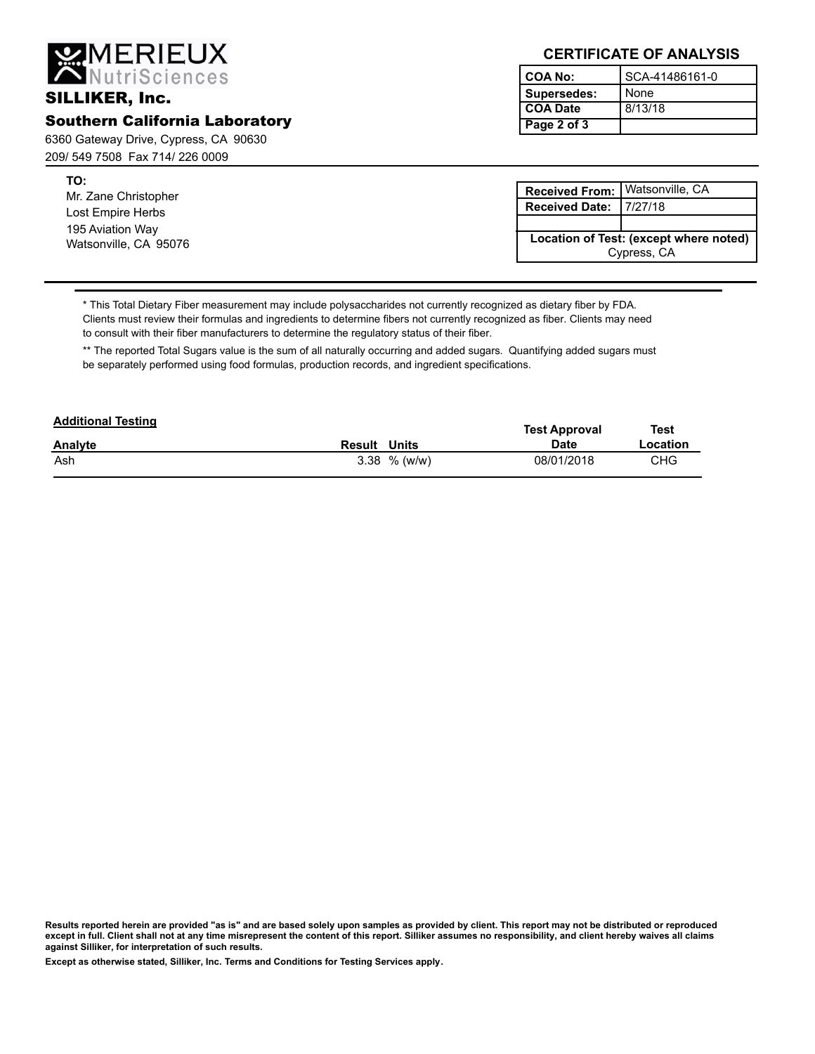MERIEUX NutriSciences

**SILLIKER, Inc.**

**Southern California Laboratory**

6360 Gateway Drive, Cypress, CA 90630

209/ 549 7508 Fax 714/ 226 0009

## CERTIFICATE OF ANALYSIS

| | |
|---|---|
| **COA No:** | SCA-41486161-0 |
| **Supersedes:** | None |
| **COA Date** | 8/13/18 |
| **Page 2 of 3** | |

**TO:**

Mr. Zane Christopher
Lost Empire Herbs
195 Aviation Way
Watsonville, CA 95076

| | |
|---|---|
| **Received From:** | Watsonville, CA |
| **Received Date:** | 7/27/18 |
| | |
| **Location of Test: (except where noted)** Cypress, CA | |

* This Total Dietary Fiber measurement may include polysaccharides not currently recognized as dietary fiber by FDA. Clients must review their formulas and ingredients to determine fibers not currently recognized as fiber. Clients may need to consult with their fiber manufacturers to determine the regulatory status of their fiber.

** The reported Total Sugars value is the sum of all naturally occurring and added sugars. Quantifying added sugars must be separately performed using food formulas, production records, and ingredient specifications.

**Additional Testing**

| Analyte | Result | Units | Test Approval Date | Test Location |
|---|---|---|---|---|
| Ash | 3.38 | % (w/w) | 08/01/2018 | CHG |

**Results reported herein are provided "as is" and are based solely upon samples as provided by client. This report may not be distributed or reproduced except in full. Client shall not at any time misrepresent the content of this report. Silliker assumes no responsibility, and client hereby waives all claims against Silliker, for interpretation of such results.**

**Except as otherwise stated, Silliker, Inc. Terms and Conditions for Testing Services apply.**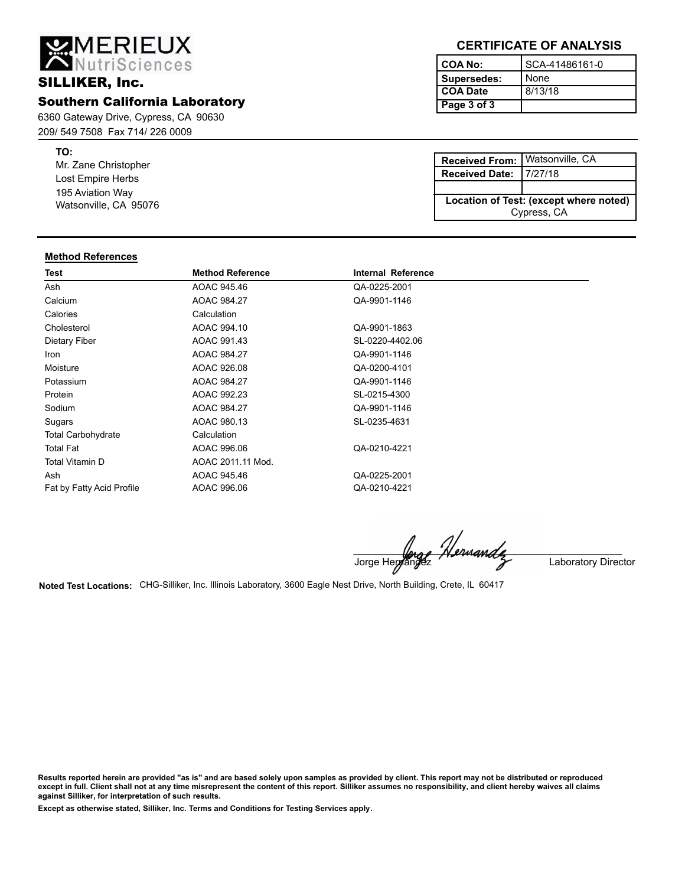# MERIEUX NutriSciences

## SILLIKER, Inc.

### Southern California Laboratory

6360 Gateway Drive, Cypress, CA 90630
209/ 549 7508 Fax 714/ 226 0009

## CERTIFICATE OF ANALYSIS

| | |
|---|---|
| **COA No:** | SCA-41486161-0 |
| **Supersedes:** | None |
| **COA Date** | 8/13/18 |
| **Page 3 of 3** | |

**TO:**
Mr. Zane Christopher
Lost Empire Herbs
195 Aviation Way
Watsonville, CA 95076

| | |
|---|---|
| **Received From:** | Watsonville, CA |
| **Received Date:** | 7/27/18 |
| | |
| **Location of Test: (except where noted)** Cypress, CA | |

**Method References**

| Test | Method Reference | Internal Reference |
|---|---|---|
| Ash | AOAC 945.46 | QA-0225-2001 |
| Calcium | AOAC 984.27 | QA-9901-1146 |
| Calories | Calculation | |
| Cholesterol | AOAC 994.10 | QA-9901-1863 |
| Dietary Fiber | AOAC 991.43 | SL-0220-4402.06 |
| Iron | AOAC 984.27 | QA-9901-1146 |
| Moisture | AOAC 926.08 | QA-0200-4101 |
| Potassium | AOAC 984.27 | QA-9901-1146 |
| Protein | AOAC 992.23 | SL-0215-4300 |
| Sodium | AOAC 984.27 | QA-9901-1146 |
| Sugars | AOAC 980.13 | SL-0235-4631 |
| Total Carbohydrate | Calculation | |
| Total Fat | AOAC 996.06 | QA-0210-4221 |
| Total Vitamin D | AOAC 2011.11 Mod. | |
| Ash | AOAC 945.46 | QA-0225-2001 |
| Fat by Fatty Acid Profile | AOAC 996.06 | QA-0210-4221 |

Jorge Hernandez — Laboratory Director

**Noted Test Locations:** CHG-Silliker, Inc. Illinois Laboratory, 3600 Eagle Nest Drive, North Building, Crete, IL 60417

**Results reported herein are provided "as is" and are based solely upon samples as provided by client. This report may not be distributed or reproduced except in full. Client shall not at any time misrepresent the content of this report. Silliker assumes no responsibility, and client hereby waives all claims against Silliker, for interpretation of such results.**

**Except as otherwise stated, Silliker, Inc. Terms and Conditions for Testing Services apply.**